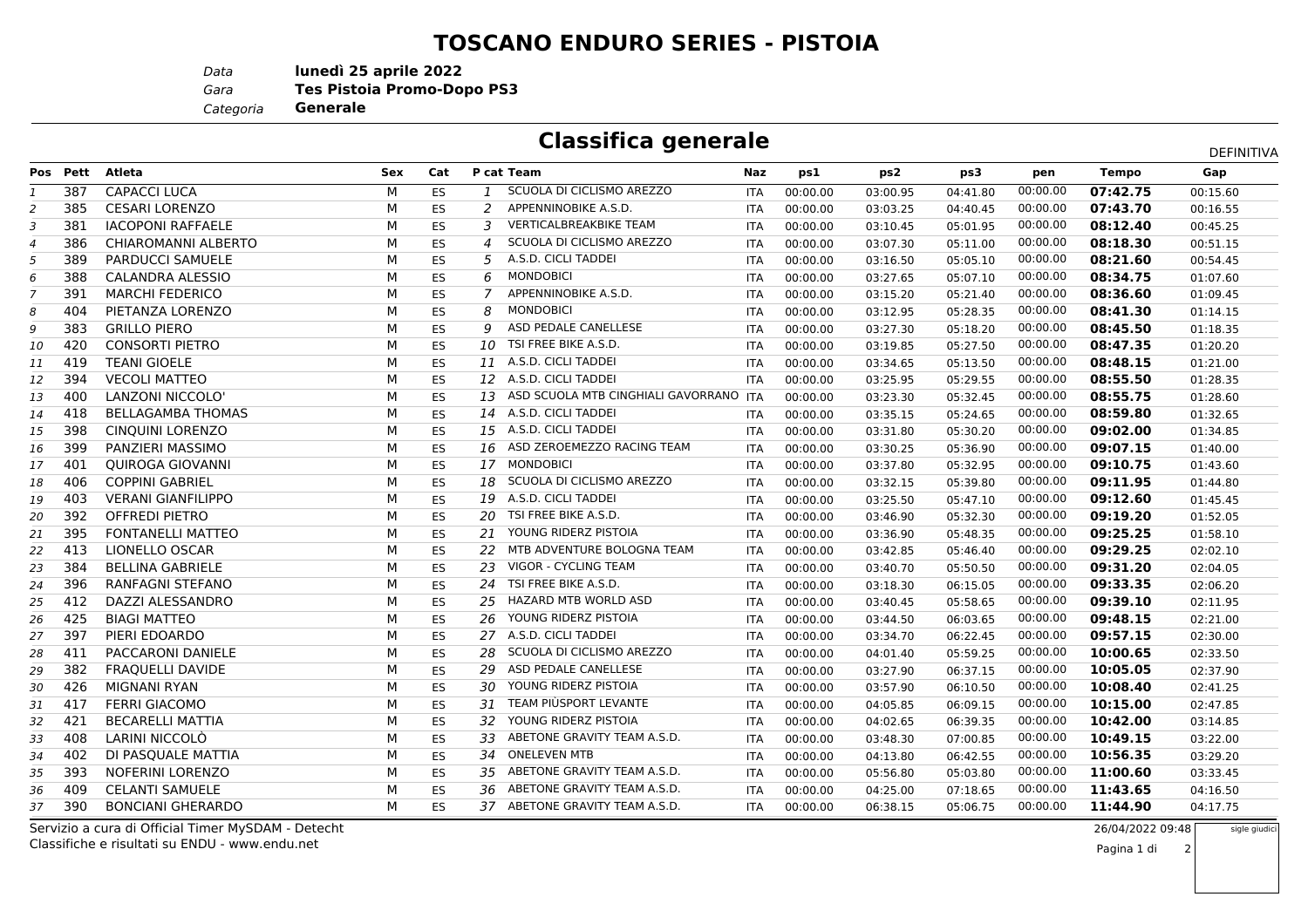# TOSCANO ENDURO SERIES - PISTOIA

*Data* **lunedì 25 aprile 2022**
*Gara* **Tes Pistoia Promo-Dopo PS3**
*Categoria* **Generale**

## Classifica generale

DEFINITIVA

| Pos | Pett | Atleta | Sex | Cat | P cat | Team | Naz | ps1 | ps2 | ps3 | pen | Tempo | Gap |
|---|---|---|---|---|---|---|---|---|---|---|---|---|---|
| 1 | 387 | CAPACCI LUCA | M | ES | 1 | SCUOLA DI CICLISMO AREZZO | ITA | 00:00.00 | 03:00.95 | 04:41.80 | 00:00.00 | **07:42.75** | 00:15.60 |
| 2 | 385 | CESARI LORENZO | M | ES | 2 | APPENNINOBIKE A.S.D. | ITA | 00:00.00 | 03:03.25 | 04:40.45 | 00:00.00 | **07:43.70** | 00:16.55 |
| 3 | 381 | IACOPONI RAFFAELE | M | ES | 3 | VERTICALBREAKBIKE TEAM | ITA | 00:00.00 | 03:10.45 | 05:01.95 | 00:00.00 | **08:12.40** | 00:45.25 |
| 4 | 386 | CHIAROMANNI ALBERTO | M | ES | 4 | SCUOLA DI CICLISMO AREZZO | ITA | 00:00.00 | 03:07.30 | 05:11.00 | 00:00.00 | **08:18.30** | 00:51.15 |
| 5 | 389 | PARDUCCI SAMUELE | M | ES | 5 | A.S.D. CICLI TADDEI | ITA | 00:00.00 | 03:16.50 | 05:05.10 | 00:00.00 | **08:21.60** | 00:54.45 |
| 6 | 388 | CALANDRA ALESSIO | M | ES | 6 | MONDOBICI | ITA | 00:00.00 | 03:27.65 | 05:07.10 | 00:00.00 | **08:34.75** | 01:07.60 |
| 7 | 391 | MARCHI FEDERICO | M | ES | 7 | APPENNINOBIKE A.S.D. | ITA | 00:00.00 | 03:15.20 | 05:21.40 | 00:00.00 | **08:36.60** | 01:09.45 |
| 8 | 404 | PIETANZA LORENZO | M | ES | 8 | MONDOBICI | ITA | 00:00.00 | 03:12.95 | 05:28.35 | 00:00.00 | **08:41.30** | 01:14.15 |
| 9 | 383 | GRILLO PIERO | M | ES | 9 | ASD PEDALE CANELLESE | ITA | 00:00.00 | 03:27.30 | 05:18.20 | 00:00.00 | **08:45.50** | 01:18.35 |
| 10 | 420 | CONSORTI PIETRO | M | ES | 10 | TSI FREE BIKE A.S.D. | ITA | 00:00.00 | 03:19.85 | 05:27.50 | 00:00.00 | **08:47.35** | 01:20.20 |
| 11 | 419 | TEANI GIOELE | M | ES | 11 | A.S.D. CICLI TADDEI | ITA | 00:00.00 | 03:34.65 | 05:13.50 | 00:00.00 | **08:48.15** | 01:21.00 |
| 12 | 394 | VECOLI MATTEO | M | ES | 12 | A.S.D. CICLI TADDEI | ITA | 00:00.00 | 03:25.95 | 05:29.55 | 00:00.00 | **08:55.50** | 01:28.35 |
| 13 | 400 | LANZONI NICCOLO' | M | ES | 13 | ASD SCUOLA MTB CINGHIALI GAVORRANO | ITA | 00:00.00 | 03:23.30 | 05:32.45 | 00:00.00 | **08:55.75** | 01:28.60 |
| 14 | 418 | BELLAGAMBA THOMAS | M | ES | 14 | A.S.D. CICLI TADDEI | ITA | 00:00.00 | 03:35.15 | 05:24.65 | 00:00.00 | **08:59.80** | 01:32.65 |
| 15 | 398 | CINQUINI LORENZO | M | ES | 15 | A.S.D. CICLI TADDEI | ITA | 00:00.00 | 03:31.80 | 05:30.20 | 00:00.00 | **09:02.00** | 01:34.85 |
| 16 | 399 | PANZIERI MASSIMO | M | ES | 16 | ASD ZEROEMEZZO RACING TEAM | ITA | 00:00.00 | 03:30.25 | 05:36.90 | 00:00.00 | **09:07.15** | 01:40.00 |
| 17 | 401 | QUIROGA GIOVANNI | M | ES | 17 | MONDOBICI | ITA | 00:00.00 | 03:37.80 | 05:32.95 | 00:00.00 | **09:10.75** | 01:43.60 |
| 18 | 406 | COPPINI GABRIEL | M | ES | 18 | SCUOLA DI CICLISMO AREZZO | ITA | 00:00.00 | 03:32.15 | 05:39.80 | 00:00.00 | **09:11.95** | 01:44.80 |
| 19 | 403 | VERANI GIANFILIPPO | M | ES | 19 | A.S.D. CICLI TADDEI | ITA | 00:00.00 | 03:25.50 | 05:47.10 | 00:00.00 | **09:12.60** | 01:45.45 |
| 20 | 392 | OFFREDI PIETRO | M | ES | 20 | TSI FREE BIKE A.S.D. | ITA | 00:00.00 | 03:46.90 | 05:32.30 | 00:00.00 | **09:19.20** | 01:52.05 |
| 21 | 395 | FONTANELLI MATTEO | M | ES | 21 | YOUNG RIDERZ PISTOIA | ITA | 00:00.00 | 03:36.90 | 05:48.35 | 00:00.00 | **09:25.25** | 01:58.10 |
| 22 | 413 | LIONELLO OSCAR | M | ES | 22 | MTB ADVENTURE BOLOGNA TEAM | ITA | 00:00.00 | 03:42.85 | 05:46.40 | 00:00.00 | **09:29.25** | 02:02.10 |
| 23 | 384 | BELLINA GABRIELE | M | ES | 23 | VIGOR - CYCLING TEAM | ITA | 00:00.00 | 03:40.70 | 05:50.50 | 00:00.00 | **09:31.20** | 02:04.05 |
| 24 | 396 | RANFAGNI STEFANO | M | ES | 24 | TSI FREE BIKE A.S.D. | ITA | 00:00.00 | 03:18.30 | 06:15.05 | 00:00.00 | **09:33.35** | 02:06.20 |
| 25 | 412 | DAZZI ALESSANDRO | M | ES | 25 | HAZARD MTB WORLD ASD | ITA | 00:00.00 | 03:40.45 | 05:58.65 | 00:00.00 | **09:39.10** | 02:11.95 |
| 26 | 425 | BIAGI MATTEO | M | ES | 26 | YOUNG RIDERZ PISTOIA | ITA | 00:00.00 | 03:44.50 | 06:03.65 | 00:00.00 | **09:48.15** | 02:21.00 |
| 27 | 397 | PIERI EDOARDO | M | ES | 27 | A.S.D. CICLI TADDEI | ITA | 00:00.00 | 03:34.70 | 06:22.45 | 00:00.00 | **09:57.15** | 02:30.00 |
| 28 | 411 | PACCARONI DANIELE | M | ES | 28 | SCUOLA DI CICLISMO AREZZO | ITA | 00:00.00 | 04:01.40 | 05:59.25 | 00:00.00 | **10:00.65** | 02:33.50 |
| 29 | 382 | FRAQUELLI DAVIDE | M | ES | 29 | ASD PEDALE CANELLESE | ITA | 00:00.00 | 03:27.90 | 06:37.15 | 00:00.00 | **10:05.05** | 02:37.90 |
| 30 | 426 | MIGNANI RYAN | M | ES | 30 | YOUNG RIDERZ PISTOIA | ITA | 00:00.00 | 03:57.90 | 06:10.50 | 00:00.00 | **10:08.40** | 02:41.25 |
| 31 | 417 | FERRI GIACOMO | M | ES | 31 | TEAM PIÙSPORT LEVANTE | ITA | 00:00.00 | 04:05.85 | 06:09.15 | 00:00.00 | **10:15.00** | 02:47.85 |
| 32 | 421 | BECARELLI MATTIA | M | ES | 32 | YOUNG RIDERZ PISTOIA | ITA | 00:00.00 | 04:02.65 | 06:39.35 | 00:00.00 | **10:42.00** | 03:14.85 |
| 33 | 408 | LARINI NICCOLÒ | M | ES | 33 | ABETONE GRAVITY TEAM A.S.D. | ITA | 00:00.00 | 03:48.30 | 07:00.85 | 00:00.00 | **10:49.15** | 03:22.00 |
| 34 | 402 | DI PASQUALE MATTIA | M | ES | 34 | ONELEVEN MTB | ITA | 00:00.00 | 04:13.80 | 06:42.55 | 00:00.00 | **10:56.35** | 03:29.20 |
| 35 | 393 | NOFERINI LORENZO | M | ES | 35 | ABETONE GRAVITY TEAM A.S.D. | ITA | 00:00.00 | 05:56.80 | 05:03.80 | 00:00.00 | **11:00.60** | 03:33.45 |
| 36 | 409 | CELANTI SAMUELE | M | ES | 36 | ABETONE GRAVITY TEAM A.S.D. | ITA | 00:00.00 | 04:25.00 | 07:18.65 | 00:00.00 | **11:43.65** | 04:16.50 |
| 37 | 390 | BONCIANI GHERARDO | M | ES | 37 | ABETONE GRAVITY TEAM A.S.D. | ITA | 00:00.00 | 06:38.15 | 05:06.75 | 00:00.00 | **11:44.90** | 04:17.75 |

Servizio a cura di Official Timer MySDAM - Detecht
Classifiche e risultati su ENDU - www.endu.net

26/04/2022 09:48

sigle giudici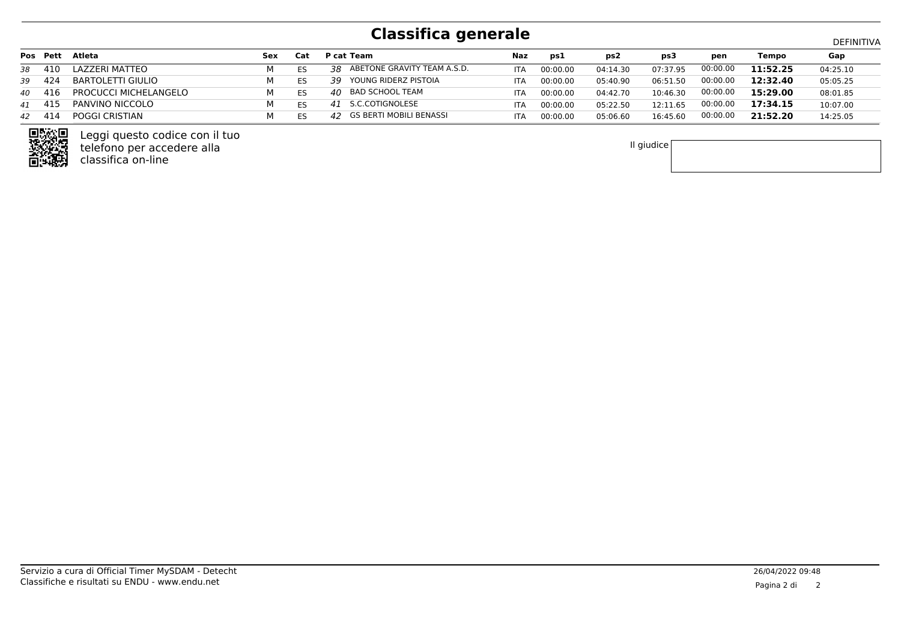# Classifica generale

DEFINITIVA

| Pos | Pett | Atleta | Sex | Cat | P cat | Team | Naz | ps1 | ps2 | ps3 | pen | Tempo | Gap |
|---|---|---|---|---|---|---|---|---|---|---|---|---|---|
| 38 | 410 | LAZZERI MATTEO | M | ES | 38 | ABETONE GRAVITY TEAM A.S.D. | ITA | 00:00.00 | 04:14.30 | 07:37.95 | 00:00.00 | **11:52.25** | 04:25.10 |
| 39 | 424 | BARTOLETTI GIULIO | M | ES | 39 | YOUNG RIDERZ PISTOIA | ITA | 00:00.00 | 05:40.90 | 06:51.50 | 00:00.00 | **12:32.40** | 05:05.25 |
| 40 | 416 | PROCUCCI MICHELANGELO | M | ES | 40 | BAD SCHOOL TEAM | ITA | 00:00.00 | 04:42.70 | 10:46.30 | 00:00.00 | **15:29.00** | 08:01.85 |
| 41 | 415 | PANVINO NICCOLO | M | ES | 41 | S.C.COTIGNOLESE | ITA | 00:00.00 | 05:22.50 | 12:11.65 | 00:00.00 | **17:34.15** | 10:07.00 |
| 42 | 414 | POGGI CRISTIAN | M | ES | 42 | GS BERTI MOBILI BENASSI | ITA | 00:00.00 | 05:06.60 | 16:45.60 | 00:00.00 | **21:52.20** | 14:25.05 |

Leggi questo codice con il tuo telefono per accedere alla classifica on-line

Il giudice

Servizio a cura di Official Timer MySDAM - Detecht
Classifiche e risultati su ENDU - www.endu.net

26/04/2022 09:48